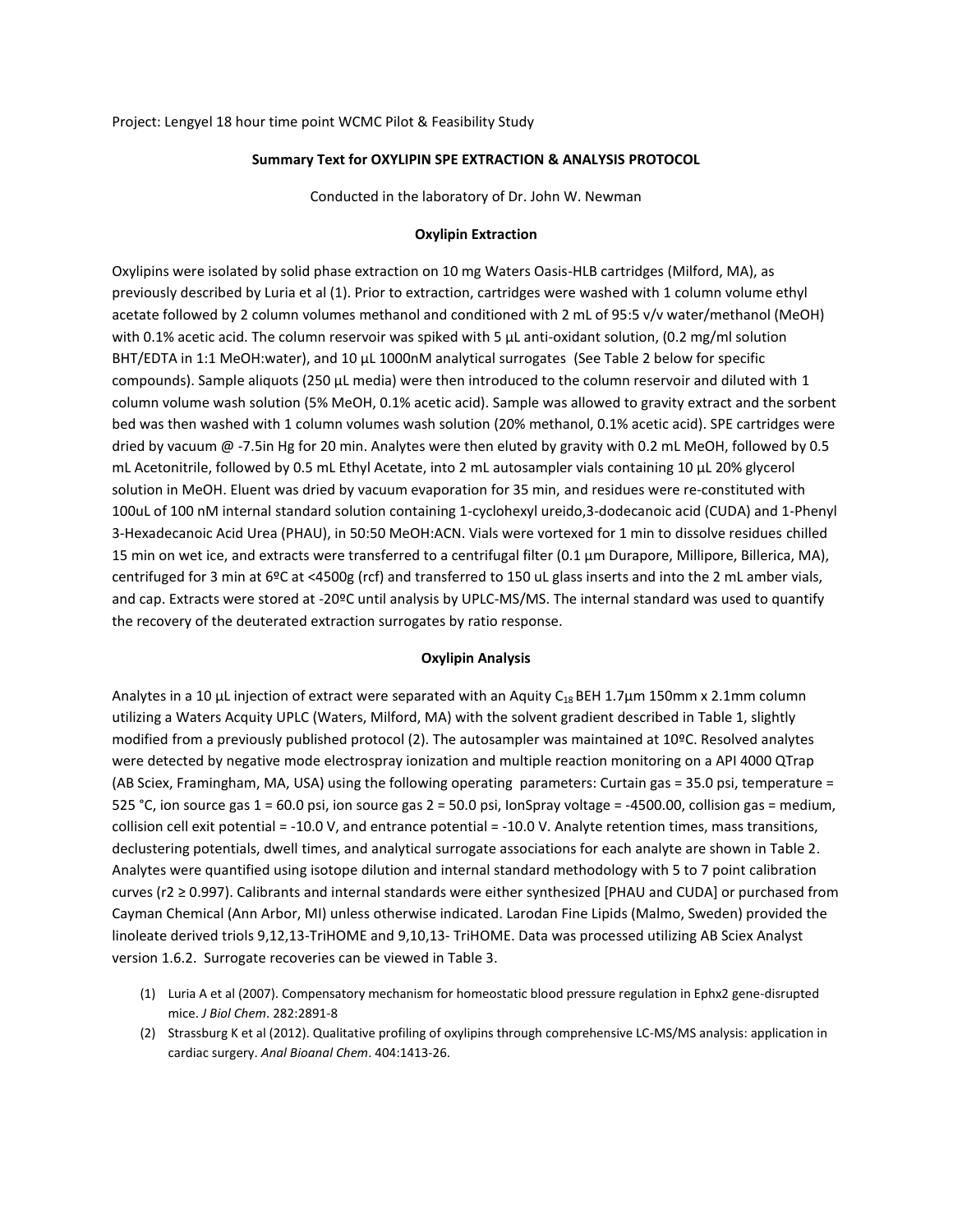Project: Lengyel 18 hour time point WCMC Pilot & Feasibility Study

**Summary Text for OXYLIPIN SPE EXTRACTION & ANALYSIS PROTOCOL**

Conducted in the laboratory of Dr. John W. Newman

**Oxylipin Extraction**

Oxylipins were isolated by solid phase extraction on 10 mg Waters Oasis-HLB cartridges (Milford, MA), as previously described by Luria et al (1). Prior to extraction, cartridges were washed with 1 column volume ethyl acetate followed by 2 column volumes methanol and conditioned with 2 mL of 95:5 v/v water/methanol (MeOH) with 0.1% acetic acid. The column reservoir was spiked with 5 µL anti-oxidant solution, (0.2 mg/ml solution BHT/EDTA in 1:1 MeOH:water), and 10 µL 1000nM analytical surrogates (See Table 2 below for specific compounds). Sample aliquots (250 µL media) were then introduced to the column reservoir and diluted with 1 column volume wash solution (5% MeOH, 0.1% acetic acid). Sample was allowed to gravity extract and the sorbent bed was then washed with 1 column volumes wash solution (20% methanol, 0.1% acetic acid). SPE cartridges were dried by vacuum @ -7.5in Hg for 20 min. Analytes were then eluted by gravity with 0.2 mL MeOH, followed by 0.5 mL Acetonitrile, followed by 0.5 mL Ethyl Acetate, into 2 mL autosampler vials containing 10 µL 20% glycerol solution in MeOH. Eluent was dried by vacuum evaporation for 35 min, and residues were re-constituted with 100uL of 100 nM internal standard solution containing 1-cyclohexyl ureido,3-dodecanoic acid (CUDA) and 1-Phenyl 3-Hexadecanoic Acid Urea (PHAU), in 50:50 MeOH:ACN. Vials were vortexed for 1 min to dissolve residues chilled 15 min on wet ice, and extracts were transferred to a centrifugal filter (0.1 µm Durapore, Millipore, Billerica, MA), centrifuged for 3 min at 6ºC at <4500g (rcf) and transferred to 150 uL glass inserts and into the 2 mL amber vials, and cap. Extracts were stored at -20ºC until analysis by UPLC-MS/MS. The internal standard was used to quantify the recovery of the deuterated extraction surrogates by ratio response.

**Oxylipin Analysis**

Analytes in a 10 µL injection of extract were separated with an Aquity $C_{18}$ BEH 1.7µm 150mm x 2.1mm column utilizing a Waters Acquity UPLC (Waters, Milford, MA) with the solvent gradient described in Table 1, slightly modified from a previously published protocol (2). The autosampler was maintained at 10ºC. Resolved analytes were detected by negative mode electrospray ionization and multiple reaction monitoring on a API 4000 QTrap (AB Sciex, Framingham, MA, USA) using the following operating parameters: Curtain gas = 35.0 psi, temperature = 525 °C, ion source gas 1 = 60.0 psi, ion source gas 2 = 50.0 psi, IonSpray voltage = -4500.00, collision gas = medium, collision cell exit potential = -10.0 V, and entrance potential = -10.0 V. Analyte retention times, mass transitions, declustering potentials, dwell times, and analytical surrogate associations for each analyte are shown in Table 2. Analytes were quantified using isotope dilution and internal standard methodology with 5 to 7 point calibration curves ($r2 \geq 0.997$). Calibrants and internal standards were either synthesized [PHAU and CUDA] or purchased from Cayman Chemical (Ann Arbor, MI) unless otherwise indicated. Larodan Fine Lipids (Malmo, Sweden) provided the linoleate derived triols 9,12,13-TriHOME and 9,10,13- TriHOME. Data was processed utilizing AB Sciex Analyst version 1.6.2. Surrogate recoveries can be viewed in Table 3.

(1) Luria A et al (2007). Compensatory mechanism for homeostatic blood pressure regulation in Ephx2 gene-disrupted mice. *J Biol Chem*. 282:2891-8

(2) Strassburg K et al (2012). Qualitative profiling of oxylipins through comprehensive LC-MS/MS analysis: application in cardiac surgery. *Anal Bioanal Chem*. 404:1413-26.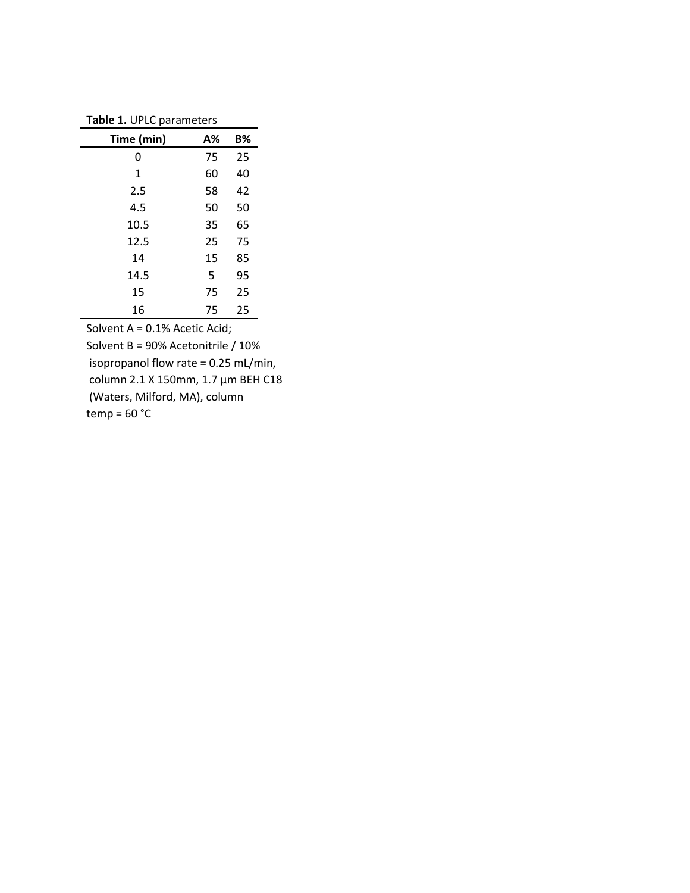**Table 1.** UPLC parameters

| Time (min) | A% | B% |
|---|---|---|
| 0 | 75 | 25 |
| 1 | 60 | 40 |
| 2.5 | 58 | 42 |
| 4.5 | 50 | 50 |
| 10.5 | 35 | 65 |
| 12.5 | 25 | 75 |
| 14 | 15 | 85 |
| 14.5 | 5 | 95 |
| 15 | 75 | 25 |
| 16 | 75 | 25 |

Solvent A = 0.1% Acetic Acid;
Solvent B = 90% Acetonitrile / 10% isopropanol flow rate = 0.25 mL/min, column 2.1 X 150mm, 1.7 µm BEH C18 (Waters, Milford, MA), column temp = 60 °C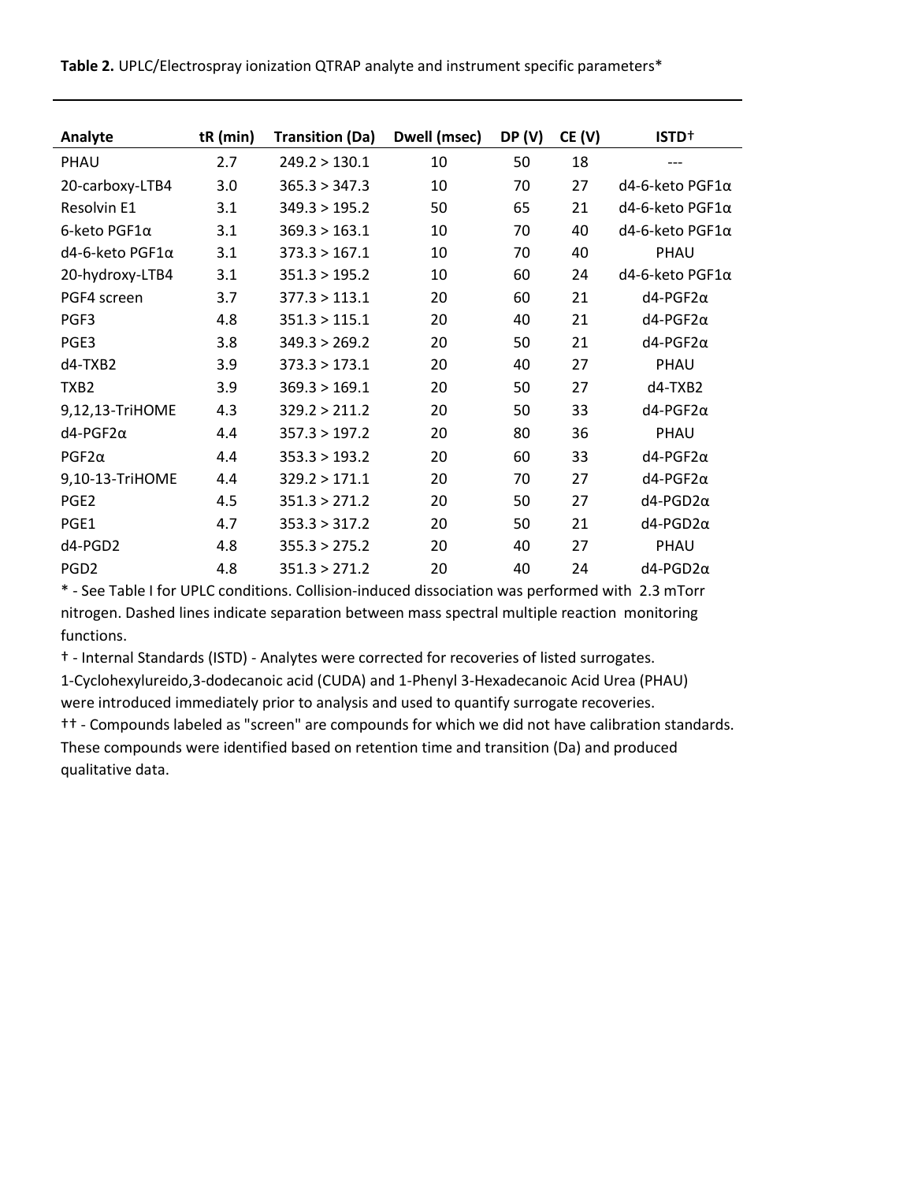**Table 2.** UPLC/Electrospray ionization QTRAP analyte and instrument specific parameters*

| Analyte | tR (min) | Transition (Da) | Dwell (msec) | DP (V) | CE (V) | ISTD† |
|---|---|---|---|---|---|---|
| PHAU | 2.7 | 249.2 > 130.1 | 10 | 50 | 18 | --- |
| 20-carboxy-LTB4 | 3.0 | 365.3 > 347.3 | 10 | 70 | 27 | d4-6-keto PGF1α |
| Resolvin E1 | 3.1 | 349.3 > 195.2 | 50 | 65 | 21 | d4-6-keto PGF1α |
| 6-keto PGF1α | 3.1 | 369.3 > 163.1 | 10 | 70 | 40 | d4-6-keto PGF1α |
| d4-6-keto PGF1α | 3.1 | 373.3 > 167.1 | 10 | 70 | 40 | PHAU |
| 20-hydroxy-LTB4 | 3.1 | 351.3 > 195.2 | 10 | 60 | 24 | d4-6-keto PGF1α |
| PGF4 screen | 3.7 | 377.3 > 113.1 | 20 | 60 | 21 | d4-PGF2α |
| PGF3 | 4.8 | 351.3 > 115.1 | 20 | 40 | 21 | d4-PGF2α |
| PGE3 | 3.8 | 349.3 > 269.2 | 20 | 50 | 21 | d4-PGF2α |
| d4-TXB2 | 3.9 | 373.3 > 173.1 | 20 | 40 | 27 | PHAU |
| TXB2 | 3.9 | 369.3 > 169.1 | 20 | 50 | 27 | d4-TXB2 |
| 9,12,13-TriHOME | 4.3 | 329.2 > 211.2 | 20 | 50 | 33 | d4-PGF2α |
| d4-PGF2α | 4.4 | 357.3 > 197.2 | 20 | 80 | 36 | PHAU |
| PGF2α | 4.4 | 353.3 > 193.2 | 20 | 60 | 33 | d4-PGF2α |
| 9,10-13-TriHOME | 4.4 | 329.2 > 171.1 | 20 | 70 | 27 | d4-PGF2α |
| PGE2 | 4.5 | 351.3 > 271.2 | 20 | 50 | 27 | d4-PGD2α |
| PGE1 | 4.7 | 353.3 > 317.2 | 20 | 50 | 21 | d4-PGD2α |
| d4-PGD2 | 4.8 | 355.3 > 275.2 | 20 | 40 | 27 | PHAU |
| PGD2 | 4.8 | 351.3 > 271.2 | 20 | 40 | 24 | d4-PGD2α |

* - See Table I for UPLC conditions. Collision-induced dissociation was performed with 2.3 mTorr nitrogen. Dashed lines indicate separation between mass spectral multiple reaction monitoring functions.

† - Internal Standards (ISTD) - Analytes were corrected for recoveries of listed surrogates. 1-Cyclohexylureido,3-dodecanoic acid (CUDA) and 1-Phenyl 3-Hexadecanoic Acid Urea (PHAU) were introduced immediately prior to analysis and used to quantify surrogate recoveries.

†† - Compounds labeled as "screen" are compounds for which we did not have calibration standards. These compounds were identified based on retention time and transition (Da) and produced qualitative data.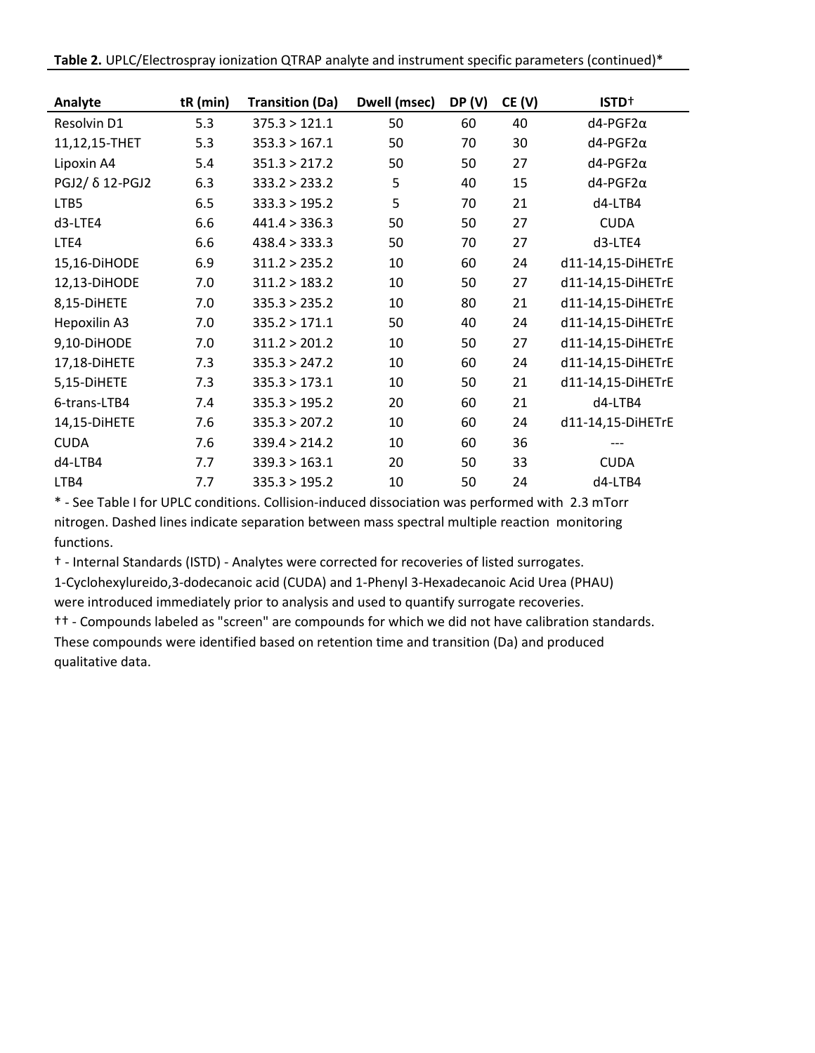**Table 2.** UPLC/Electrospray ionization QTRAP analyte and instrument specific parameters (continued)*

| Analyte | tR (min) | Transition (Da) | Dwell (msec) | DP (V) | CE (V) | ISTD† |
|---|---|---|---|---|---|---|
| Resolvin D1 | 5.3 | 375.3 > 121.1 | 50 | 60 | 40 | d4-PGF2α |
| 11,12,15-THET | 5.3 | 353.3 > 167.1 | 50 | 70 | 30 | d4-PGF2α |
| Lipoxin A4 | 5.4 | 351.3 > 217.2 | 50 | 50 | 27 | d4-PGF2α |
| PGJ2/ δ 12-PGJ2 | 6.3 | 333.2 > 233.2 | 5 | 40 | 15 | d4-PGF2α |
| LTB5 | 6.5 | 333.3 > 195.2 | 5 | 70 | 21 | d4-LTB4 |
| d3-LTE4 | 6.6 | 441.4 > 336.3 | 50 | 50 | 27 | CUDA |
| LTE4 | 6.6 | 438.4 > 333.3 | 50 | 70 | 27 | d3-LTE4 |
| 15,16-DiHODE | 6.9 | 311.2 > 235.2 | 10 | 60 | 24 | d11-14,15-DiHETrE |
| 12,13-DiHODE | 7.0 | 311.2 > 183.2 | 10 | 50 | 27 | d11-14,15-DiHETrE |
| 8,15-DiHETE | 7.0 | 335.3 > 235.2 | 10 | 80 | 21 | d11-14,15-DiHETrE |
| Hepoxilin A3 | 7.0 | 335.2 > 171.1 | 50 | 40 | 24 | d11-14,15-DiHETrE |
| 9,10-DiHODE | 7.0 | 311.2 > 201.2 | 10 | 50 | 27 | d11-14,15-DiHETrE |
| 17,18-DiHETE | 7.3 | 335.3 > 247.2 | 10 | 60 | 24 | d11-14,15-DiHETrE |
| 5,15-DiHETE | 7.3 | 335.3 > 173.1 | 10 | 50 | 21 | d11-14,15-DiHETrE |
| 6-trans-LTB4 | 7.4 | 335.3 > 195.2 | 20 | 60 | 21 | d4-LTB4 |
| 14,15-DiHETE | 7.6 | 335.3 > 207.2 | 10 | 60 | 24 | d11-14,15-DiHETrE |
| CUDA | 7.6 | 339.4 > 214.2 | 10 | 60 | 36 | --- |
| d4-LTB4 | 7.7 | 339.3 > 163.1 | 20 | 50 | 33 | CUDA |
| LTB4 | 7.7 | 335.3 > 195.2 | 10 | 50 | 24 | d4-LTB4 |

* - See Table I for UPLC conditions. Collision-induced dissociation was performed with 2.3 mTorr nitrogen. Dashed lines indicate separation between mass spectral multiple reaction monitoring functions.

† - Internal Standards (ISTD) - Analytes were corrected for recoveries of listed surrogates. 1-Cyclohexylureido,3-dodecanoic acid (CUDA) and 1-Phenyl 3-Hexadecanoic Acid Urea (PHAU) were introduced immediately prior to analysis and used to quantify surrogate recoveries.

†† - Compounds labeled as "screen" are compounds for which we did not have calibration standards. These compounds were identified based on retention time and transition (Da) and produced qualitative data.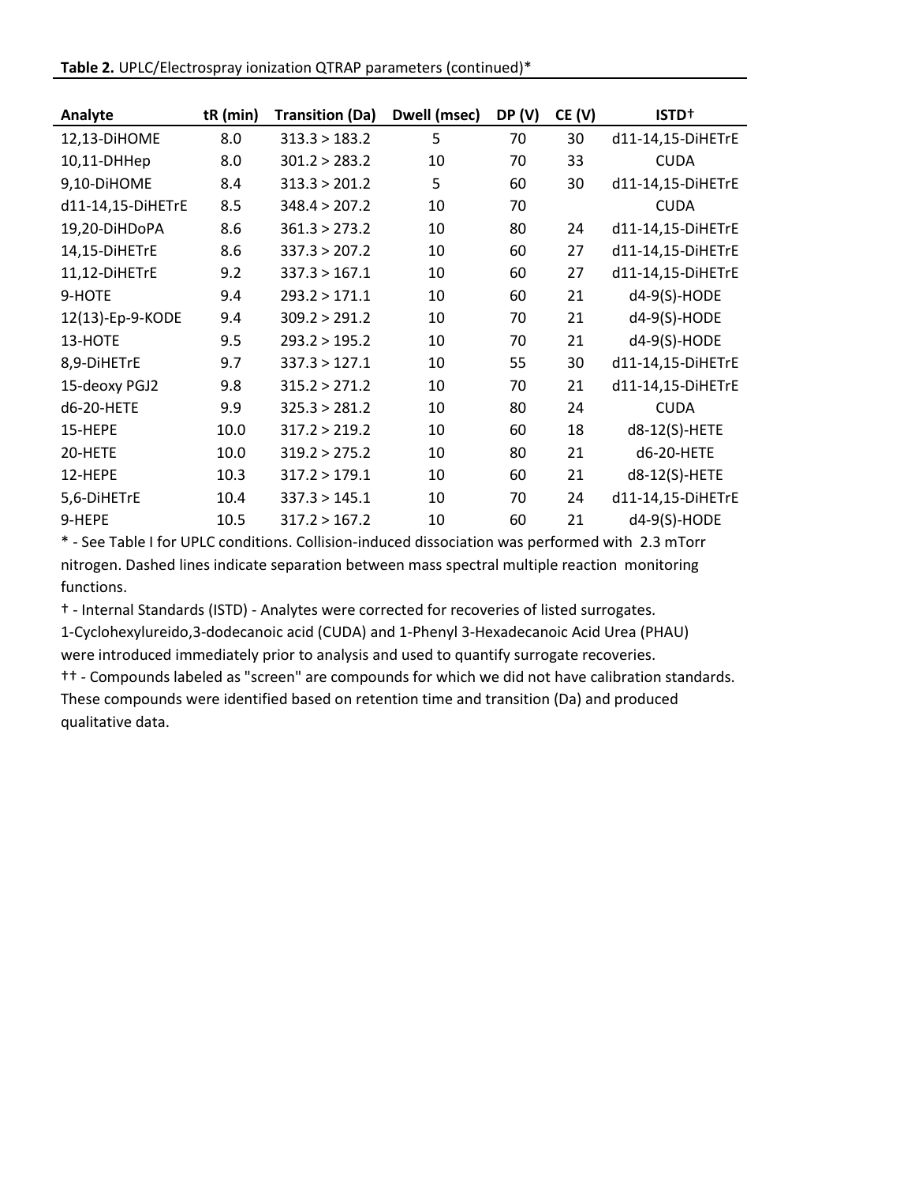**Table 2.** UPLC/Electrospray ionization QTRAP parameters (continued)*

| Analyte | tR (min) | Transition (Da) | Dwell (msec) | DP (V) | CE (V) | ISTD† |
|---|---|---|---|---|---|---|
| 12,13-DiHOME | 8.0 | 313.3 > 183.2 | 5 | 70 | 30 | d11-14,15-DiHETrE |
| 10,11-DHHep | 8.0 | 301.2 > 283.2 | 10 | 70 | 33 | CUDA |
| 9,10-DiHOME | 8.4 | 313.3 > 201.2 | 5 | 60 | 30 | d11-14,15-DiHETrE |
| d11-14,15-DiHETrE | 8.5 | 348.4 > 207.2 | 10 | 70 | | CUDA |
| 19,20-DiHDoPA | 8.6 | 361.3 > 273.2 | 10 | 80 | 24 | d11-14,15-DiHETrE |
| 14,15-DiHETrE | 8.6 | 337.3 > 207.2 | 10 | 60 | 27 | d11-14,15-DiHETrE |
| 11,12-DiHETrE | 9.2 | 337.3 > 167.1 | 10 | 60 | 27 | d11-14,15-DiHETrE |
| 9-HOTE | 9.4 | 293.2 > 171.1 | 10 | 60 | 21 | d4-9(S)-HODE |
| 12(13)-Ep-9-KODE | 9.4 | 309.2 > 291.2 | 10 | 70 | 21 | d4-9(S)-HODE |
| 13-HOTE | 9.5 | 293.2 > 195.2 | 10 | 70 | 21 | d4-9(S)-HODE |
| 8,9-DiHETrE | 9.7 | 337.3 > 127.1 | 10 | 55 | 30 | d11-14,15-DiHETrE |
| 15-deoxy PGJ2 | 9.8 | 315.2 > 271.2 | 10 | 70 | 21 | d11-14,15-DiHETrE |
| d6-20-HETE | 9.9 | 325.3 > 281.2 | 10 | 80 | 24 | CUDA |
| 15-HEPE | 10.0 | 317.2 > 219.2 | 10 | 60 | 18 | d8-12(S)-HETE |
| 20-HETE | 10.0 | 319.2 > 275.2 | 10 | 80 | 21 | d6-20-HETE |
| 12-HEPE | 10.3 | 317.2 > 179.1 | 10 | 60 | 21 | d8-12(S)-HETE |
| 5,6-DiHETrE | 10.4 | 337.3 > 145.1 | 10 | 70 | 24 | d11-14,15-DiHETrE |
| 9-HEPE | 10.5 | 317.2 > 167.2 | 10 | 60 | 21 | d4-9(S)-HODE |

* - See Table I for UPLC conditions. Collision-induced dissociation was performed with 2.3 mTorr nitrogen. Dashed lines indicate separation between mass spectral multiple reaction monitoring functions.

† - Internal Standards (ISTD) - Analytes were corrected for recoveries of listed surrogates. 1-Cyclohexylureido,3-dodecanoic acid (CUDA) and 1-Phenyl 3-Hexadecanoic Acid Urea (PHAU) were introduced immediately prior to analysis and used to quantify surrogate recoveries.

†† - Compounds labeled as "screen" are compounds for which we did not have calibration standards. These compounds were identified based on retention time and transition (Da) and produced qualitative data.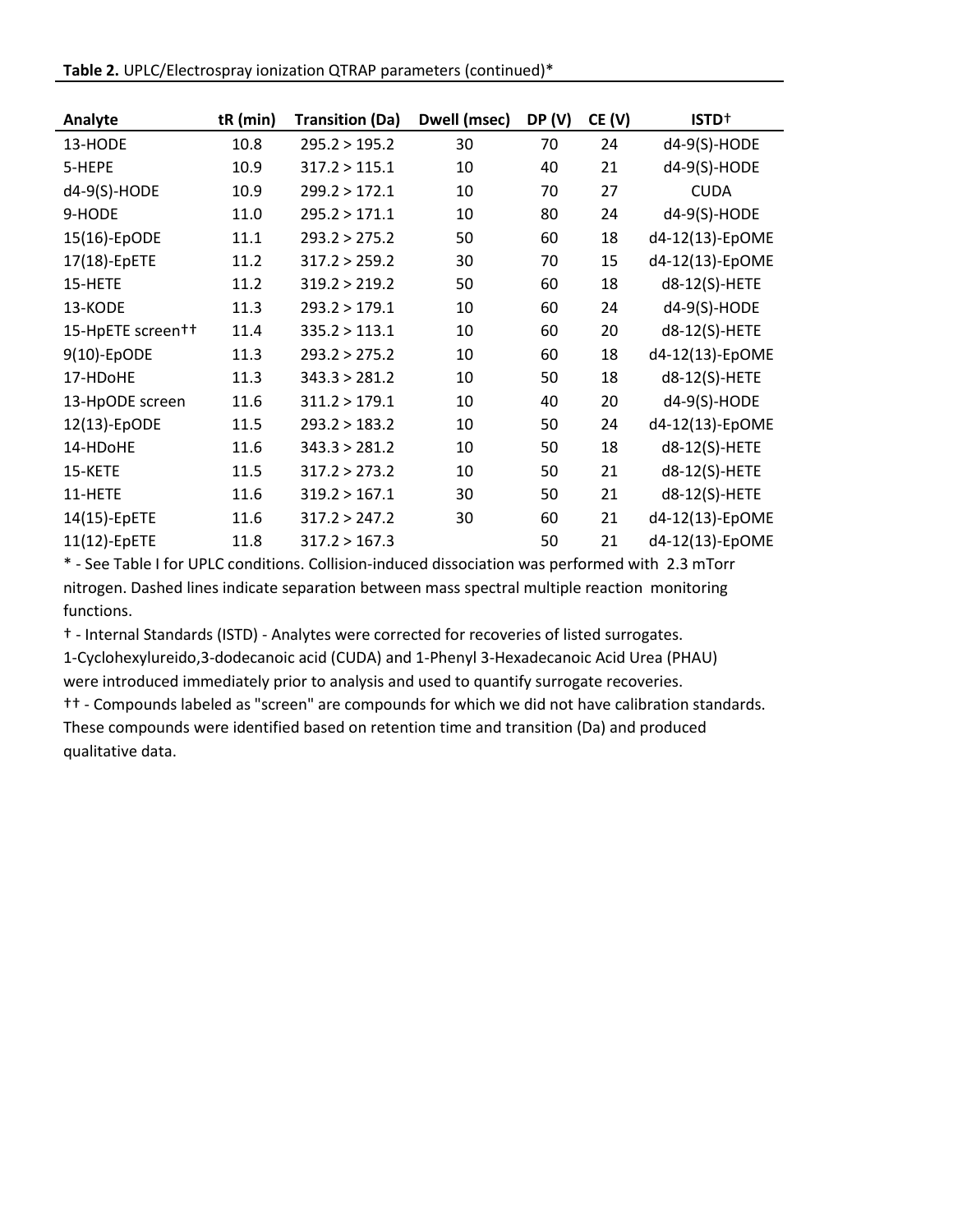**Table 2.** UPLC/Electrospray ionization QTRAP parameters (continued)*

| Analyte | tR (min) | Transition (Da) | Dwell (msec) | DP (V) | CE (V) | ISTD† |
|---|---|---|---|---|---|---|
| 13-HODE | 10.8 | 295.2 > 195.2 | 30 | 70 | 24 | d4-9(S)-HODE |
| 5-HEPE | 10.9 | 317.2 > 115.1 | 10 | 40 | 21 | d4-9(S)-HODE |
| d4-9(S)-HODE | 10.9 | 299.2 > 172.1 | 10 | 70 | 27 | CUDA |
| 9-HODE | 11.0 | 295.2 > 171.1 | 10 | 80 | 24 | d4-9(S)-HODE |
| 15(16)-EpODE | 11.1 | 293.2 > 275.2 | 50 | 60 | 18 | d4-12(13)-EpOME |
| 17(18)-EpETE | 11.2 | 317.2 > 259.2 | 30 | 70 | 15 | d4-12(13)-EpOME |
| 15-HETE | 11.2 | 319.2 > 219.2 | 50 | 60 | 18 | d8-12(S)-HETE |
| 13-KODE | 11.3 | 293.2 > 179.1 | 10 | 60 | 24 | d4-9(S)-HODE |
| 15-HpETE screen†† | 11.4 | 335.2 > 113.1 | 10 | 60 | 20 | d8-12(S)-HETE |
| 9(10)-EpODE | 11.3 | 293.2 > 275.2 | 10 | 60 | 18 | d4-12(13)-EpOME |
| 17-HDoHE | 11.3 | 343.3 > 281.2 | 10 | 50 | 18 | d8-12(S)-HETE |
| 13-HpODE screen | 11.6 | 311.2 > 179.1 | 10 | 40 | 20 | d4-9(S)-HODE |
| 12(13)-EpODE | 11.5 | 293.2 > 183.2 | 10 | 50 | 24 | d4-12(13)-EpOME |
| 14-HDoHE | 11.6 | 343.3 > 281.2 | 10 | 50 | 18 | d8-12(S)-HETE |
| 15-KETE | 11.5 | 317.2 > 273.2 | 10 | 50 | 21 | d8-12(S)-HETE |
| 11-HETE | 11.6 | 319.2 > 167.1 | 30 | 50 | 21 | d8-12(S)-HETE |
| 14(15)-EpETE | 11.6 | 317.2 > 247.2 | 30 | 60 | 21 | d4-12(13)-EpOME |
| 11(12)-EpETE | 11.8 | 317.2 > 167.3 | | 50 | 21 | d4-12(13)-EpOME |

* - See Table I for UPLC conditions. Collision-induced dissociation was performed with 2.3 mTorr nitrogen. Dashed lines indicate separation between mass spectral multiple reaction monitoring functions.

† - Internal Standards (ISTD) - Analytes were corrected for recoveries of listed surrogates. 1-Cyclohexylureido,3-dodecanoic acid (CUDA) and 1-Phenyl 3-Hexadecanoic Acid Urea (PHAU) were introduced immediately prior to analysis and used to quantify surrogate recoveries.

†† - Compounds labeled as "screen" are compounds for which we did not have calibration standards. These compounds were identified based on retention time and transition (Da) and produced qualitative data.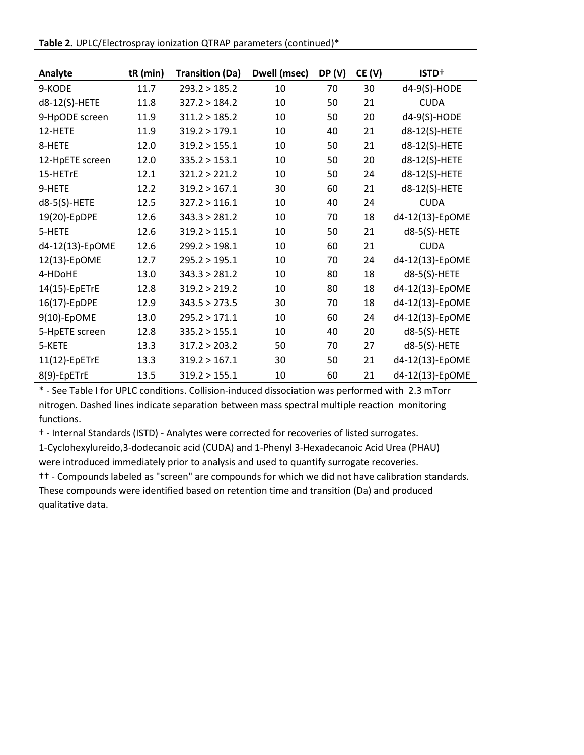**Table 2.** UPLC/Electrospray ionization QTRAP parameters (continued)*

| Analyte | tR (min) | Transition (Da) | Dwell (msec) | DP (V) | CE (V) | ISTD† |
|---|---|---|---|---|---|---|
| 9-KODE | 11.7 | 293.2 > 185.2 | 10 | 70 | 30 | d4-9(S)-HODE |
| d8-12(S)-HETE | 11.8 | 327.2 > 184.2 | 10 | 50 | 21 | CUDA |
| 9-HpODE screen | 11.9 | 311.2 > 185.2 | 10 | 50 | 20 | d4-9(S)-HODE |
| 12-HETE | 11.9 | 319.2 > 179.1 | 10 | 40 | 21 | d8-12(S)-HETE |
| 8-HETE | 12.0 | 319.2 > 155.1 | 10 | 50 | 21 | d8-12(S)-HETE |
| 12-HpETE screen | 12.0 | 335.2 > 153.1 | 10 | 50 | 20 | d8-12(S)-HETE |
| 15-HETrE | 12.1 | 321.2 > 221.2 | 10 | 50 | 24 | d8-12(S)-HETE |
| 9-HETE | 12.2 | 319.2 > 167.1 | 30 | 60 | 21 | d8-12(S)-HETE |
| d8-5(S)-HETE | 12.5 | 327.2 > 116.1 | 10 | 40 | 24 | CUDA |
| 19(20)-EpDPE | 12.6 | 343.3 > 281.2 | 10 | 70 | 18 | d4-12(13)-EpOME |
| 5-HETE | 12.6 | 319.2 > 115.1 | 10 | 50 | 21 | d8-5(S)-HETE |
| d4-12(13)-EpOME | 12.6 | 299.2 > 198.1 | 10 | 60 | 21 | CUDA |
| 12(13)-EpOME | 12.7 | 295.2 > 195.1 | 10 | 70 | 24 | d4-12(13)-EpOME |
| 4-HDoHE | 13.0 | 343.3 > 281.2 | 10 | 80 | 18 | d8-5(S)-HETE |
| 14(15)-EpETrE | 12.8 | 319.2 > 219.2 | 10 | 80 | 18 | d4-12(13)-EpOME |
| 16(17)-EpDPE | 12.9 | 343.5 > 273.5 | 30 | 70 | 18 | d4-12(13)-EpOME |
| 9(10)-EpOME | 13.0 | 295.2 > 171.1 | 10 | 60 | 24 | d4-12(13)-EpOME |
| 5-HpETE screen | 12.8 | 335.2 > 155.1 | 10 | 40 | 20 | d8-5(S)-HETE |
| 5-KETE | 13.3 | 317.2 > 203.2 | 50 | 70 | 27 | d8-5(S)-HETE |
| 11(12)-EpETrE | 13.3 | 319.2 > 167.1 | 30 | 50 | 21 | d4-12(13)-EpOME |
| 8(9)-EpETrE | 13.5 | 319.2 > 155.1 | 10 | 60 | 21 | d4-12(13)-EpOME |

* - See Table I for UPLC conditions. Collision-induced dissociation was performed with 2.3 mTorr nitrogen. Dashed lines indicate separation between mass spectral multiple reaction monitoring functions.

† - Internal Standards (ISTD) - Analytes were corrected for recoveries of listed surrogates. 1-Cyclohexylureido,3-dodecanoic acid (CUDA) and 1-Phenyl 3-Hexadecanoic Acid Urea (PHAU) were introduced immediately prior to analysis and used to quantify surrogate recoveries.

†† - Compounds labeled as "screen" are compounds for which we did not have calibration standards. These compounds were identified based on retention time and transition (Da) and produced qualitative data.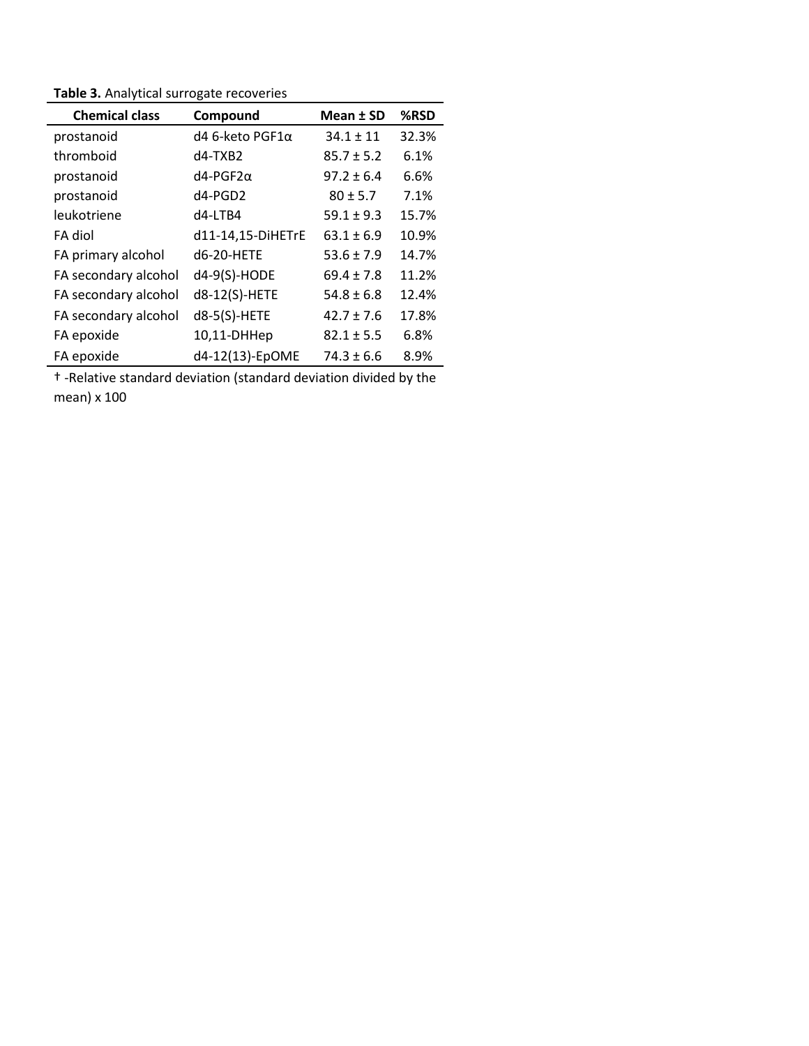**Table 3.** Analytical surrogate recoveries

| Chemical class | Compound | Mean ± SD | %RSD |
|---|---|---|---|
| prostanoid | d4 6-keto PGF1α | 34.1 ± 11 | 32.3% |
| thromboid | d4-TXB2 | 85.7 ± 5.2 | 6.1% |
| prostanoid | d4-PGF2α | 97.2 ± 6.4 | 6.6% |
| prostanoid | d4-PGD2 | 80 ± 5.7 | 7.1% |
| leukotriene | d4-LTB4 | 59.1 ± 9.3 | 15.7% |
| FA diol | d11-14,15-DiHETrE | 63.1 ± 6.9 | 10.9% |
| FA primary alcohol | d6-20-HETE | 53.6 ± 7.9 | 14.7% |
| FA secondary alcohol | d4-9(S)-HODE | 69.4 ± 7.8 | 11.2% |
| FA secondary alcohol | d8-12(S)-HETE | 54.8 ± 6.8 | 12.4% |
| FA secondary alcohol | d8-5(S)-HETE | 42.7 ± 7.6 | 17.8% |
| FA epoxide | 10,11-DHHep | 82.1 ± 5.5 | 6.8% |
| FA epoxide | d4-12(13)-EpOME | 74.3 ± 6.6 | 8.9% |

† -Relative standard deviation (standard deviation divided by the mean) x 100